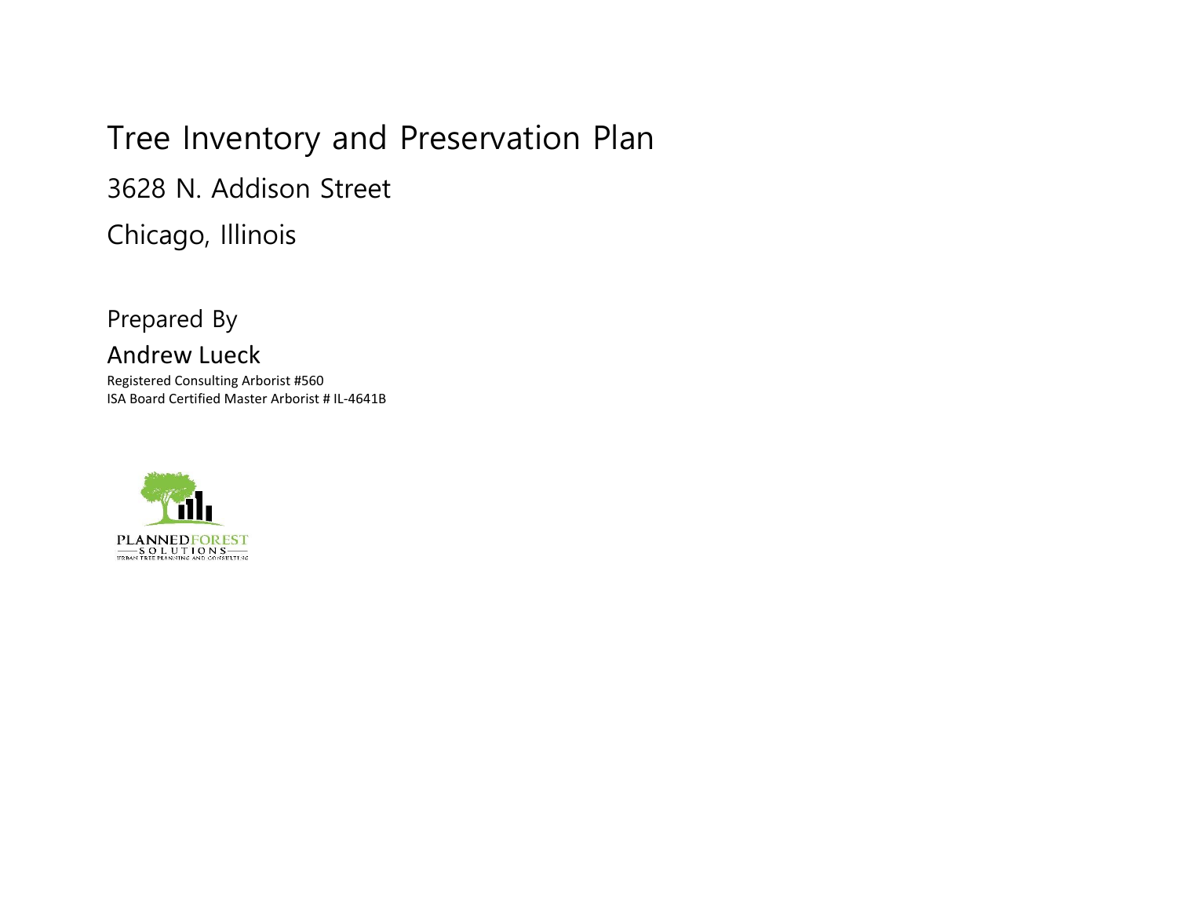# Tree Inventory and Preservation Plan

## 3628 N. Addison Street

## Chicago, Illinois

Prepared By

**Andrew Lueck**

Registered Consulting Arborist #560
ISA Board Certified Master Arborist # IL-4641B

PLANNEDFOREST
SOLUTIONS
URBAN TREE PLANNING AND CONSULTING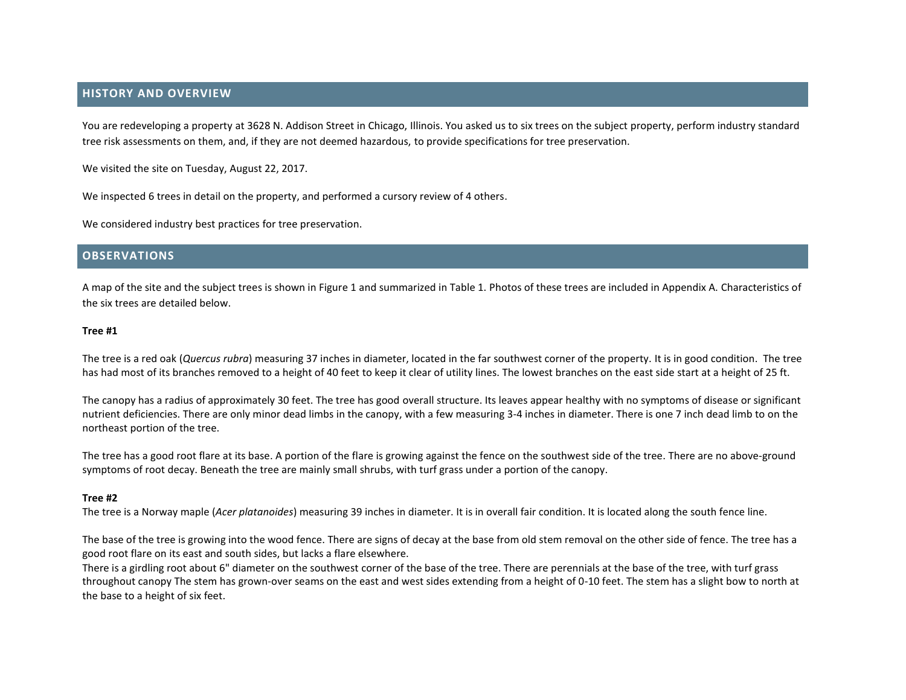## HISTORY AND OVERVIEW

You are redeveloping a property at 3628 N. Addison Street in Chicago, Illinois. You asked us to six trees on the subject property, perform industry standard tree risk assessments on them, and, if they are not deemed hazardous, to provide specifications for tree preservation.

We visited the site on Tuesday, August 22, 2017.

We inspected 6 trees in detail on the property, and performed a cursory review of 4 others.

We considered industry best practices for tree preservation.

## OBSERVATIONS

A map of the site and the subject trees is shown in Figure 1 and summarized in Table 1. Photos of these trees are included in Appendix A. Characteristics of the six trees are detailed below.

**Tree #1**

The tree is a red oak (*Quercus rubra*) measuring 37 inches in diameter, located in the far southwest corner of the property. It is in good condition. The tree has had most of its branches removed to a height of 40 feet to keep it clear of utility lines. The lowest branches on the east side start at a height of 25 ft.

The canopy has a radius of approximately 30 feet. The tree has good overall structure. Its leaves appear healthy with no symptoms of disease or significant nutrient deficiencies. There are only minor dead limbs in the canopy, with a few measuring 3-4 inches in diameter. There is one 7 inch dead limb to on the northeast portion of the tree.

The tree has a good root flare at its base. A portion of the flare is growing against the fence on the southwest side of the tree. There are no above-ground symptoms of root decay. Beneath the tree are mainly small shrubs, with turf grass under a portion of the canopy.

**Tree #2**

The tree is a Norway maple (*Acer platanoides*) measuring 39 inches in diameter. It is in overall fair condition. It is located along the south fence line.

The base of the tree is growing into the wood fence. There are signs of decay at the base from old stem removal on the other side of fence. The tree has a good root flare on its east and south sides, but lacks a flare elsewhere.

There is a girdling root about 6" diameter on the southwest corner of the base of the tree. There are perennials at the base of the tree, with turf grass throughout canopy The stem has grown-over seams on the east and west sides extending from a height of 0-10 feet. The stem has a slight bow to north at the base to a height of six feet.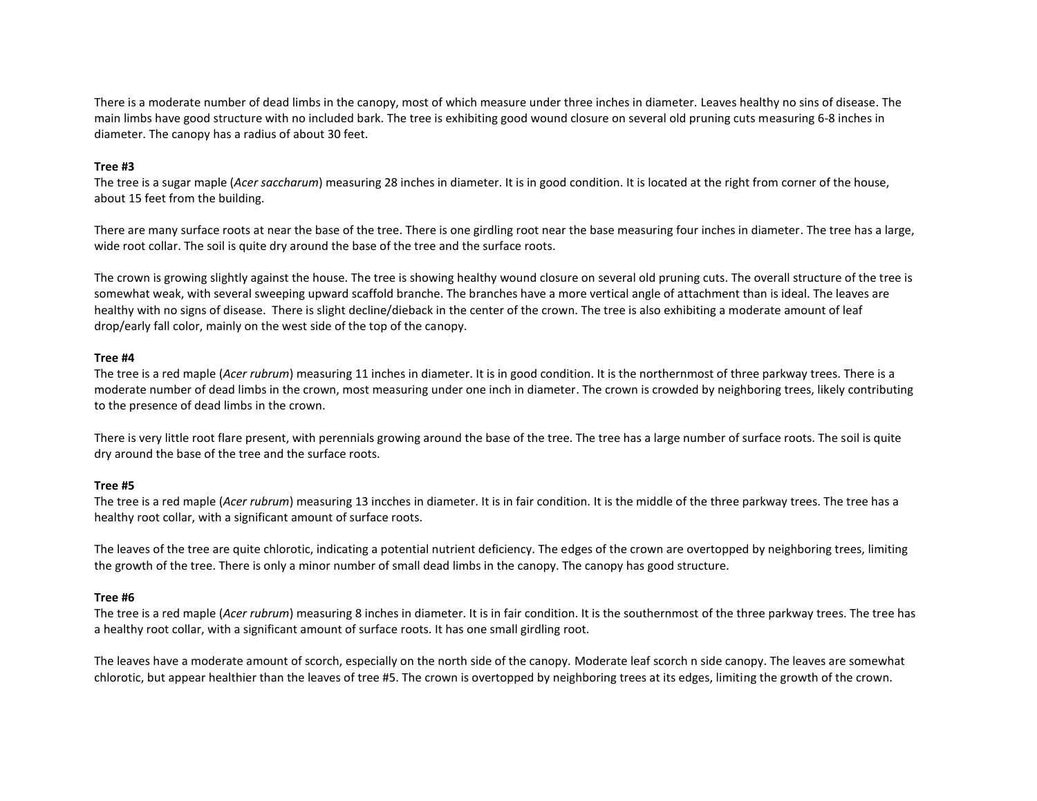There is a moderate number of dead limbs in the canopy, most of which measure under three inches in diameter. Leaves healthy no sins of disease. The main limbs have good structure with no included bark. The tree is exhibiting good wound closure on several old pruning cuts measuring 6-8 inches in diameter. The canopy has a radius of about 30 feet.

**Tree #3**
The tree is a sugar maple (*Acer saccharum*) measuring 28 inches in diameter. It is in good condition. It is located at the right from corner of the house, about 15 feet from the building.

There are many surface roots at near the base of the tree. There is one girdling root near the base measuring four inches in diameter. The tree has a large, wide root collar. The soil is quite dry around the base of the tree and the surface roots.

The crown is growing slightly against the house. The tree is showing healthy wound closure on several old pruning cuts. The overall structure of the tree is somewhat weak, with several sweeping upward scaffold branche. The branches have a more vertical angle of attachment than is ideal. The leaves are healthy with no signs of disease. There is slight decline/dieback in the center of the crown. The tree is also exhibiting a moderate amount of leaf drop/early fall color, mainly on the west side of the top of the canopy.

**Tree #4**
The tree is a red maple (*Acer rubrum*) measuring 11 inches in diameter. It is in good condition. It is the northernmost of three parkway trees. There is a moderate number of dead limbs in the crown, most measuring under one inch in diameter. The crown is crowded by neighboring trees, likely contributing to the presence of dead limbs in the crown.

There is very little root flare present, with perennials growing around the base of the tree. The tree has a large number of surface roots. The soil is quite dry around the base of the tree and the surface roots.

**Tree #5**
The tree is a red maple (*Acer rubrum*) measuring 13 incches in diameter. It is in fair condition. It is the middle of the three parkway trees. The tree has a healthy root collar, with a significant amount of surface roots.

The leaves of the tree are quite chlorotic, indicating a potential nutrient deficiency. The edges of the crown are overtopped by neighboring trees, limiting the growth of the tree. There is only a minor number of small dead limbs in the canopy. The canopy has good structure.

**Tree #6**
The tree is a red maple (*Acer rubrum*) measuring 8 inches in diameter. It is in fair condition. It is the southernmost of the three parkway trees. The tree has a healthy root collar, with a significant amount of surface roots. It has one small girdling root.

The leaves have a moderate amount of scorch, especially on the north side of the canopy. Moderate leaf scorch n side canopy. The leaves are somewhat chlorotic, but appear healthier than the leaves of tree #5. The crown is overtopped by neighboring trees at its edges, limiting the growth of the crown.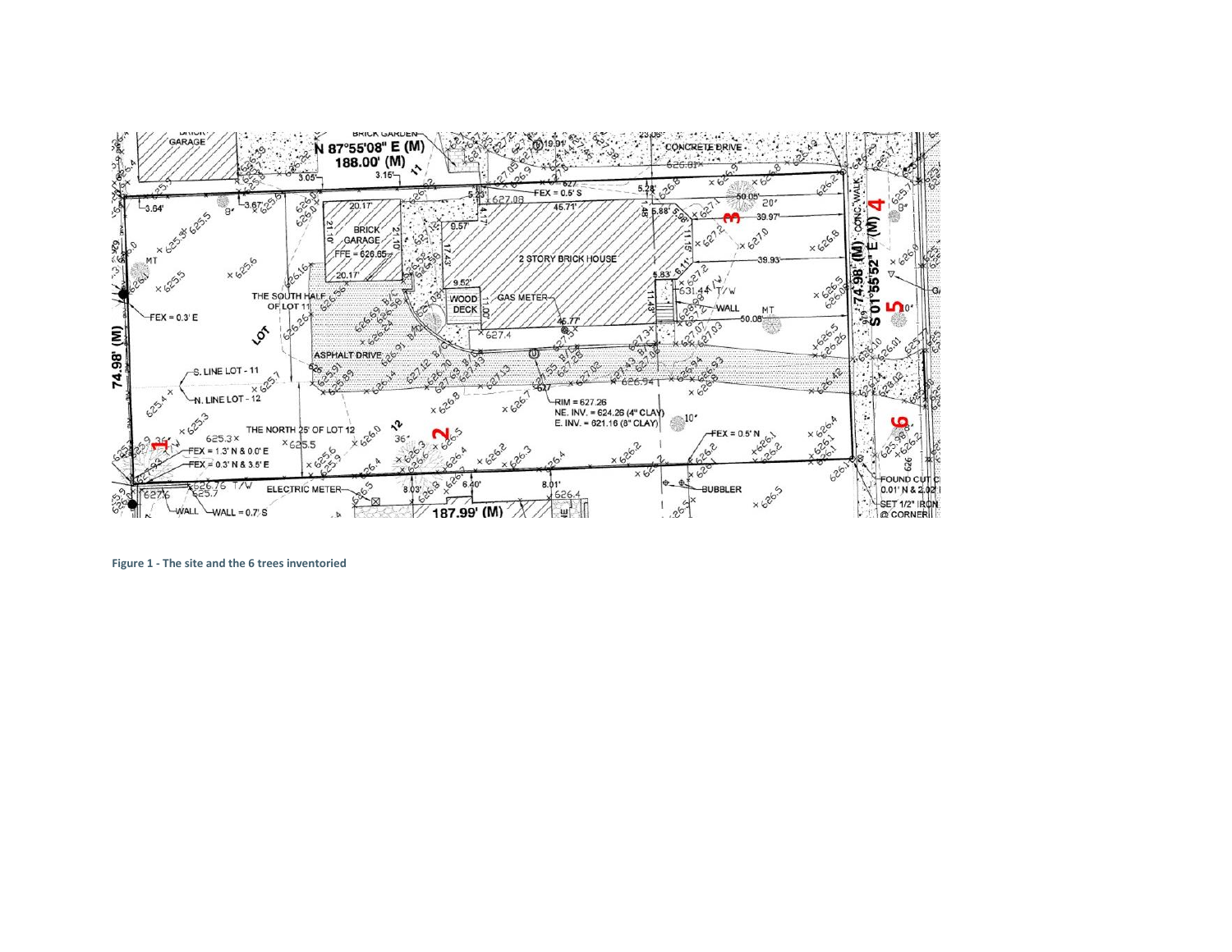**Figure 1 - The site and the 6 trees inventoried**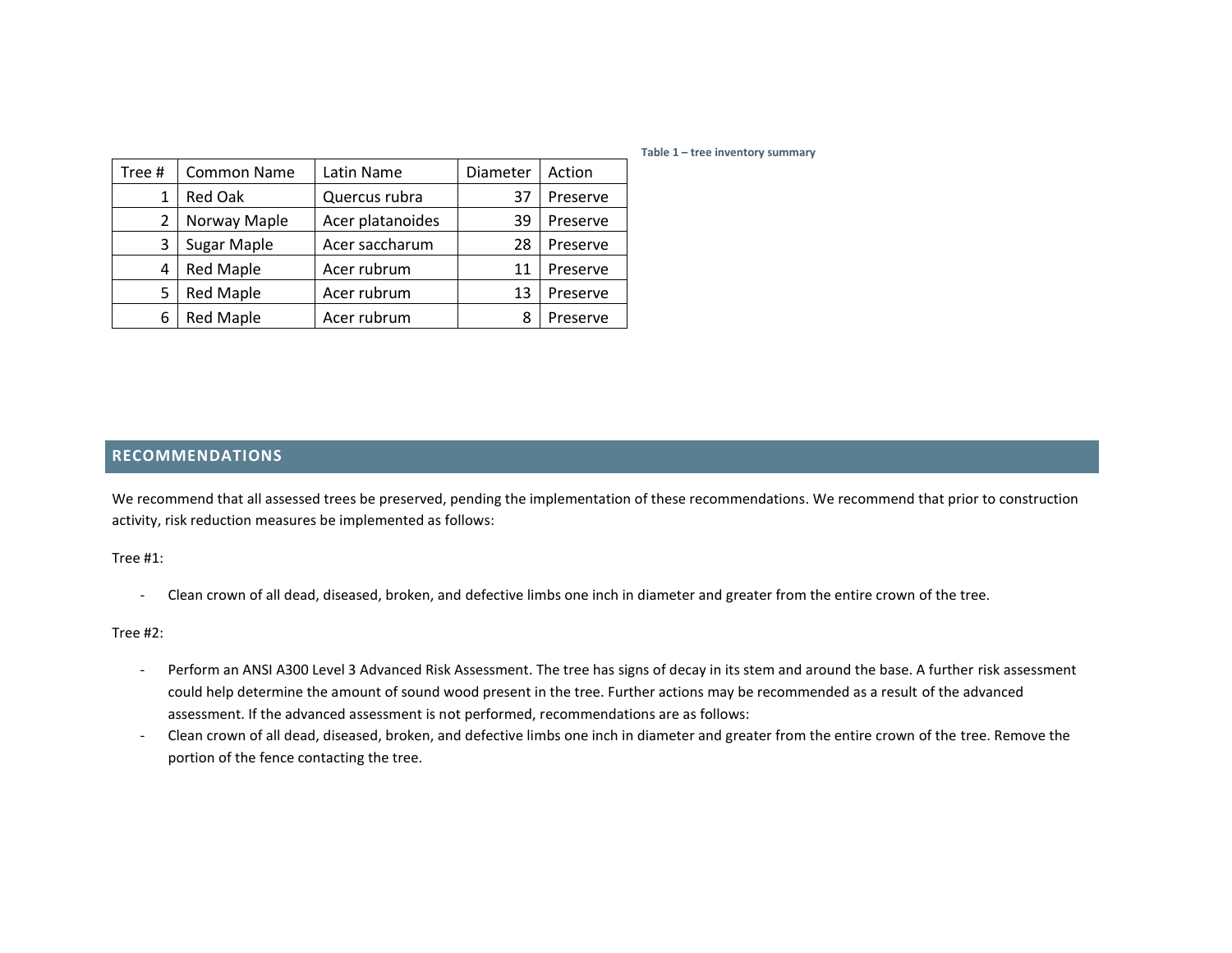Table 1 – tree inventory summary

| Tree # | Common Name | Latin Name | Diameter | Action |
|---|---|---|---|---|
| 1 | Red Oak | Quercus rubra | 37 | Preserve |
| 2 | Norway Maple | Acer platanoides | 39 | Preserve |
| 3 | Sugar Maple | Acer saccharum | 28 | Preserve |
| 4 | Red Maple | Acer rubrum | 11 | Preserve |
| 5 | Red Maple | Acer rubrum | 13 | Preserve |
| 6 | Red Maple | Acer rubrum | 8 | Preserve |

## RECOMMENDATIONS

We recommend that all assessed trees be preserved, pending the implementation of these recommendations. We recommend that prior to construction activity, risk reduction measures be implemented as follows:

Tree #1:

- Clean crown of all dead, diseased, broken, and defective limbs one inch in diameter and greater from the entire crown of the tree.

Tree #2:

- Perform an ANSI A300 Level 3 Advanced Risk Assessment. The tree has signs of decay in its stem and around the base. A further risk assessment could help determine the amount of sound wood present in the tree. Further actions may be recommended as a result of the advanced assessment. If the advanced assessment is not performed, recommendations are as follows:
- Clean crown of all dead, diseased, broken, and defective limbs one inch in diameter and greater from the entire crown of the tree. Remove the portion of the fence contacting the tree.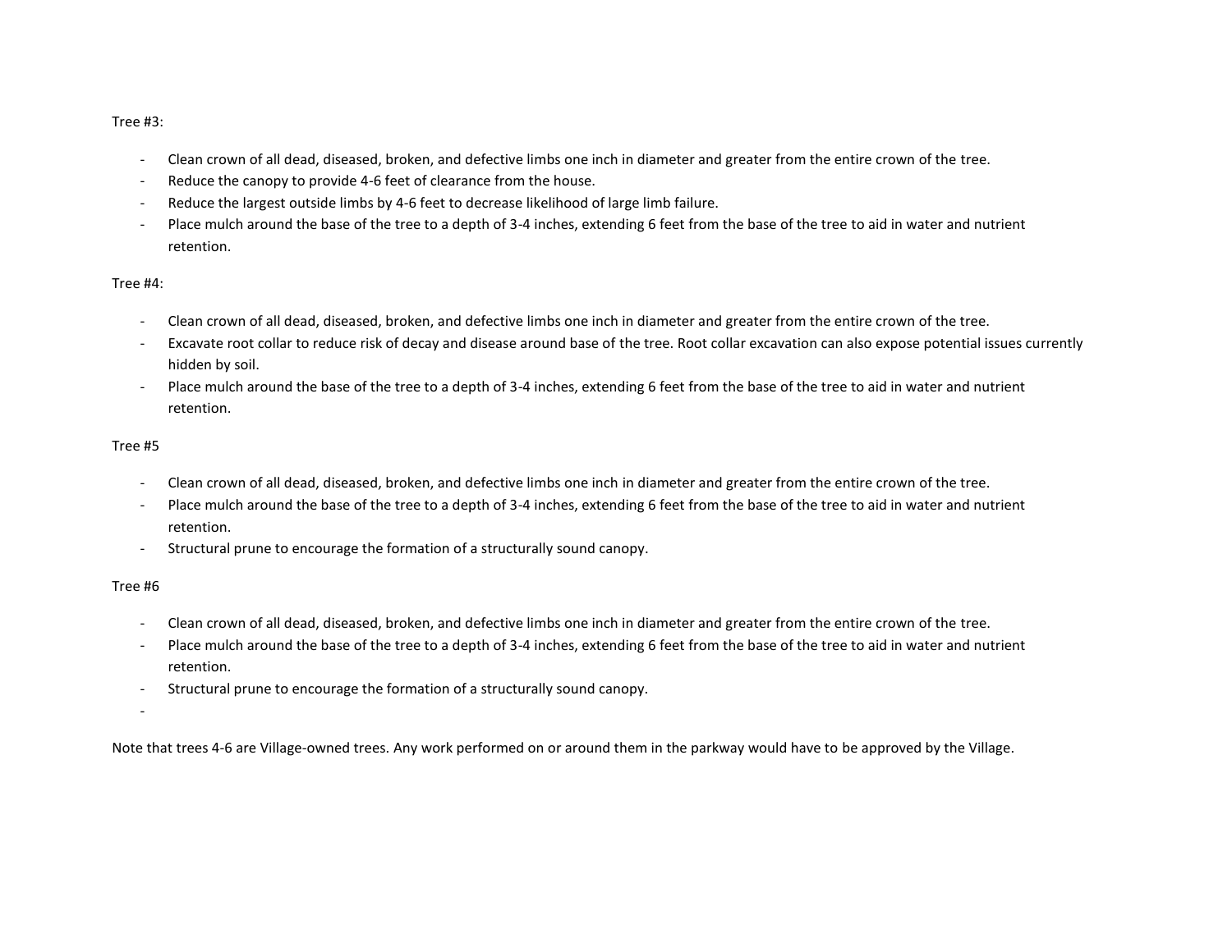Tree #3:

- Clean crown of all dead, diseased, broken, and defective limbs one inch in diameter and greater from the entire crown of the tree.
- Reduce the canopy to provide 4-6 feet of clearance from the house.
- Reduce the largest outside limbs by 4-6 feet to decrease likelihood of large limb failure.
- Place mulch around the base of the tree to a depth of 3-4 inches, extending 6 feet from the base of the tree to aid in water and nutrient retention.

Tree #4:

- Clean crown of all dead, diseased, broken, and defective limbs one inch in diameter and greater from the entire crown of the tree.
- Excavate root collar to reduce risk of decay and disease around base of the tree. Root collar excavation can also expose potential issues currently hidden by soil.
- Place mulch around the base of the tree to a depth of 3-4 inches, extending 6 feet from the base of the tree to aid in water and nutrient retention.

Tree #5

- Clean crown of all dead, diseased, broken, and defective limbs one inch in diameter and greater from the entire crown of the tree.
- Place mulch around the base of the tree to a depth of 3-4 inches, extending 6 feet from the base of the tree to aid in water and nutrient retention.
- Structural prune to encourage the formation of a structurally sound canopy.

Tree #6

- Clean crown of all dead, diseased, broken, and defective limbs one inch in diameter and greater from the entire crown of the tree.
- Place mulch around the base of the tree to a depth of 3-4 inches, extending 6 feet from the base of the tree to aid in water and nutrient retention.
- Structural prune to encourage the formation of a structurally sound canopy.

Note that trees 4-6 are Village-owned trees. Any work performed on or around them in the parkway would have to be approved by the Village.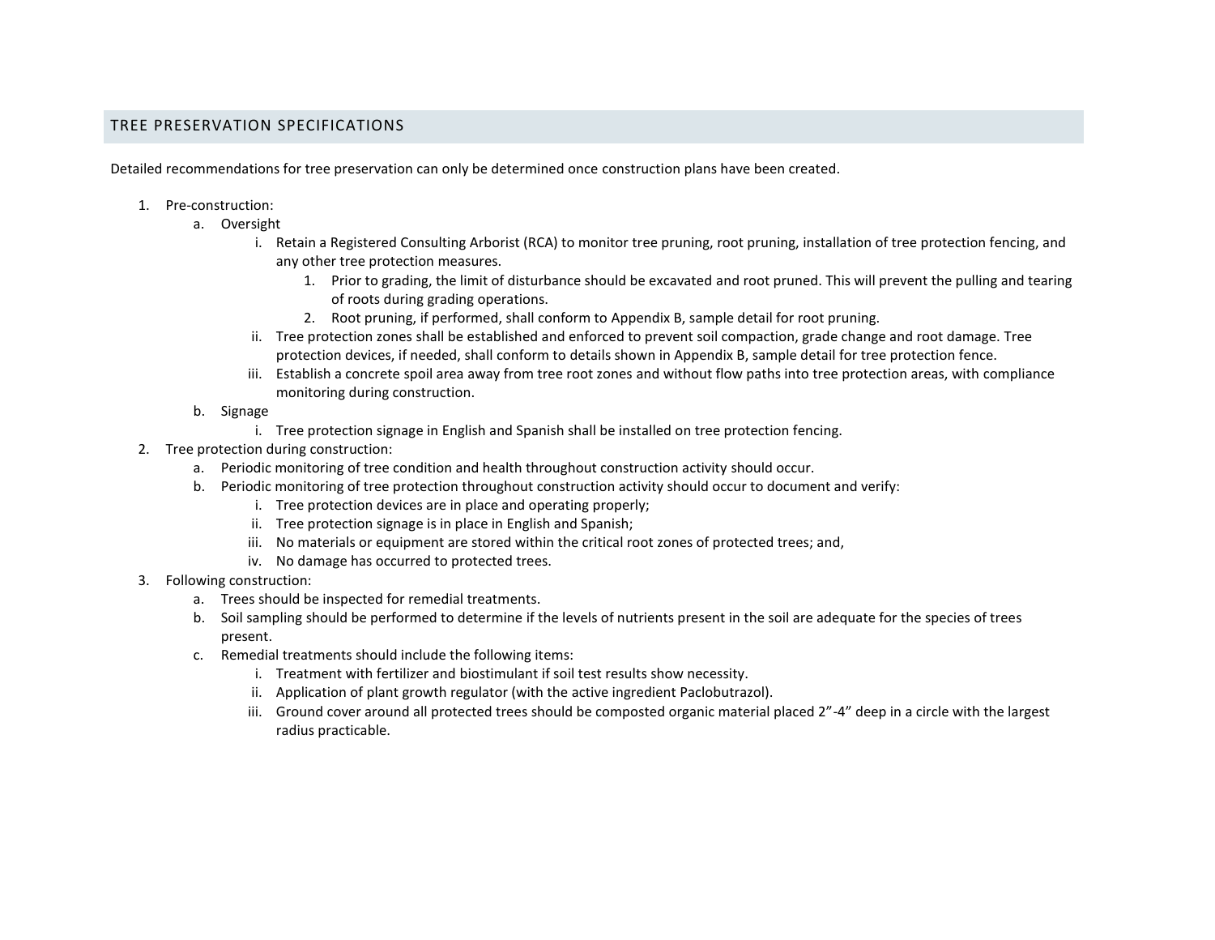## TREE PRESERVATION SPECIFICATIONS

Detailed recommendations for tree preservation can only be determined once construction plans have been created.

1. Pre-construction:
   a. Oversight
      i. Retain a Registered Consulting Arborist (RCA) to monitor tree pruning, root pruning, installation of tree protection fencing, and any other tree protection measures.
         1. Prior to grading, the limit of disturbance should be excavated and root pruned. This will prevent the pulling and tearing of roots during grading operations.
         2. Root pruning, if performed, shall conform to Appendix B, sample detail for root pruning.
      ii. Tree protection zones shall be established and enforced to prevent soil compaction, grade change and root damage. Tree protection devices, if needed, shall conform to details shown in Appendix B, sample detail for tree protection fence.
      iii. Establish a concrete spoil area away from tree root zones and without flow paths into tree protection areas, with compliance monitoring during construction.
   b. Signage
      i. Tree protection signage in English and Spanish shall be installed on tree protection fencing.
2. Tree protection during construction:
   a. Periodic monitoring of tree condition and health throughout construction activity should occur.
   b. Periodic monitoring of tree protection throughout construction activity should occur to document and verify:
      i. Tree protection devices are in place and operating properly;
      ii. Tree protection signage is in place in English and Spanish;
      iii. No materials or equipment are stored within the critical root zones of protected trees; and,
      iv. No damage has occurred to protected trees.
3. Following construction:
   a. Trees should be inspected for remedial treatments.
   b. Soil sampling should be performed to determine if the levels of nutrients present in the soil are adequate for the species of trees present.
   c. Remedial treatments should include the following items:
      i. Treatment with fertilizer and biostimulant if soil test results show necessity.
      ii. Application of plant growth regulator (with the active ingredient Paclobutrazol).
      iii. Ground cover around all protected trees should be composted organic material placed 2”-4” deep in a circle with the largest radius practicable.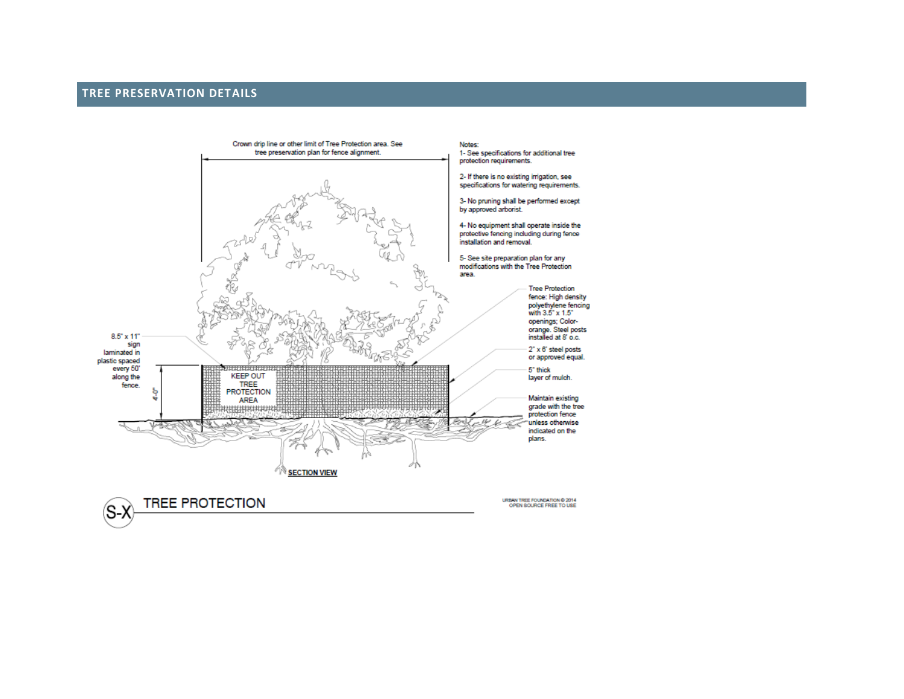## TREE PRESERVATION DETAILS

Crown drip line or other limit of Tree Protection area. See tree preservation plan for fence alignment.

Notes:
1- See specifications for additional tree protection requirements.

2- If there is no existing irrigation, see specifications for watering requirements.

3- No pruning shall be performed except by approved arborist.

4- No equipment shall operate inside the protective fencing including during fence installation and removal.

5- See site preparation plan for any modifications with the Tree Protection area.

Tree Protection fence: High density polyethylene fencing with 3.5" x 1.5" openings; Color-orange. Steel posts installed at 8' o.c.

2" x 6' steel posts or approved equal.

5" thick layer of mulch.

Maintain existing grade with the tree protection fence unless otherwise indicated on the plans.

8.5" x 11" sign laminated in plastic spaced every 50' along the fence.

4'-0"

KEEP OUT TREE PROTECTION AREA

SECTION VIEW

S-X TREE PROTECTION

URBAN TREE FOUNDATION © 2014
OPEN SOURCE FREE TO USE